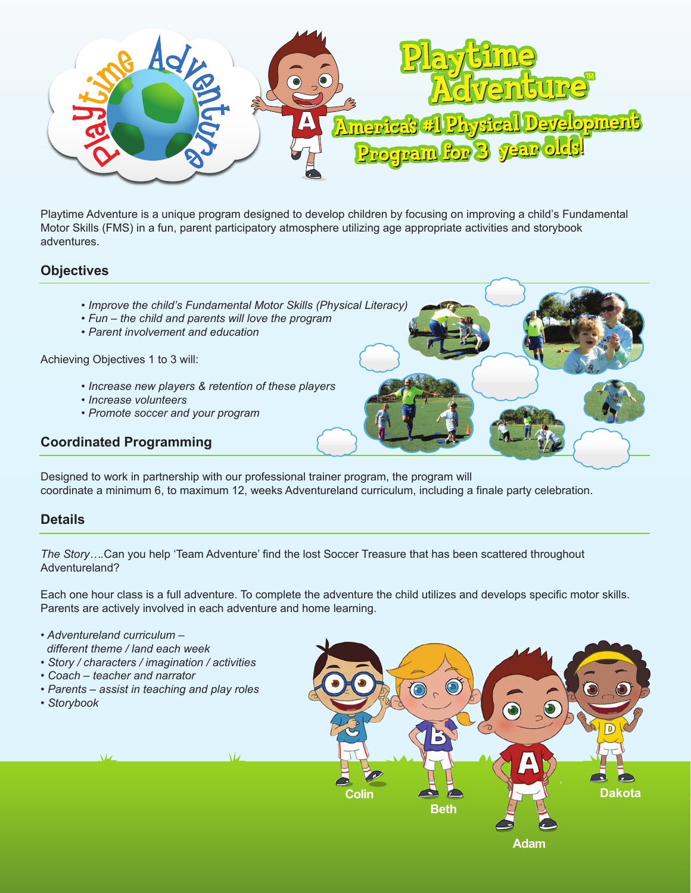# Playtime Adventure™

## America's #1 Physical Development Program for 3 year olds!

Playtime Adventure is a unique program designed to develop children by focusing on improving a child's Fundamental Motor Skills (FMS) in a fun, parent participatory atmosphere utilizing age appropriate activities and storybook adventures.

### Objectives

- *Improve the child's Fundamental Motor Skills (Physical Literacy)*
- *Fun – the child and parents will love the program*
- *Parent involvement and education*

Achieving Objectives 1 to 3 will:

- *Increase new players & retention of these players*
- *Increase volunteers*
- *Promote soccer and your program*

### Coordinated Programming

Designed to work in partnership with our professional trainer program, the program will coordinate a minimum 6, to maximum 12, weeks Adventureland curriculum, including a finale party celebration.

### Details

*The Story….*Can you help 'Team Adventure' find the lost Soccer Treasure that has been scattered throughout Adventureland?

Each one hour class is a full adventure. To complete the adventure the child utilizes and develops specific motor skills. Parents are actively involved in each adventure and home learning.

- *Adventureland curriculum – different theme / land each week*
- *Story / characters / imagination / activities*
- *Coach – teacher and narrator*
- *Parents – assist in teaching and play roles*
- *Storybook*

Colin Beth Adam Dakota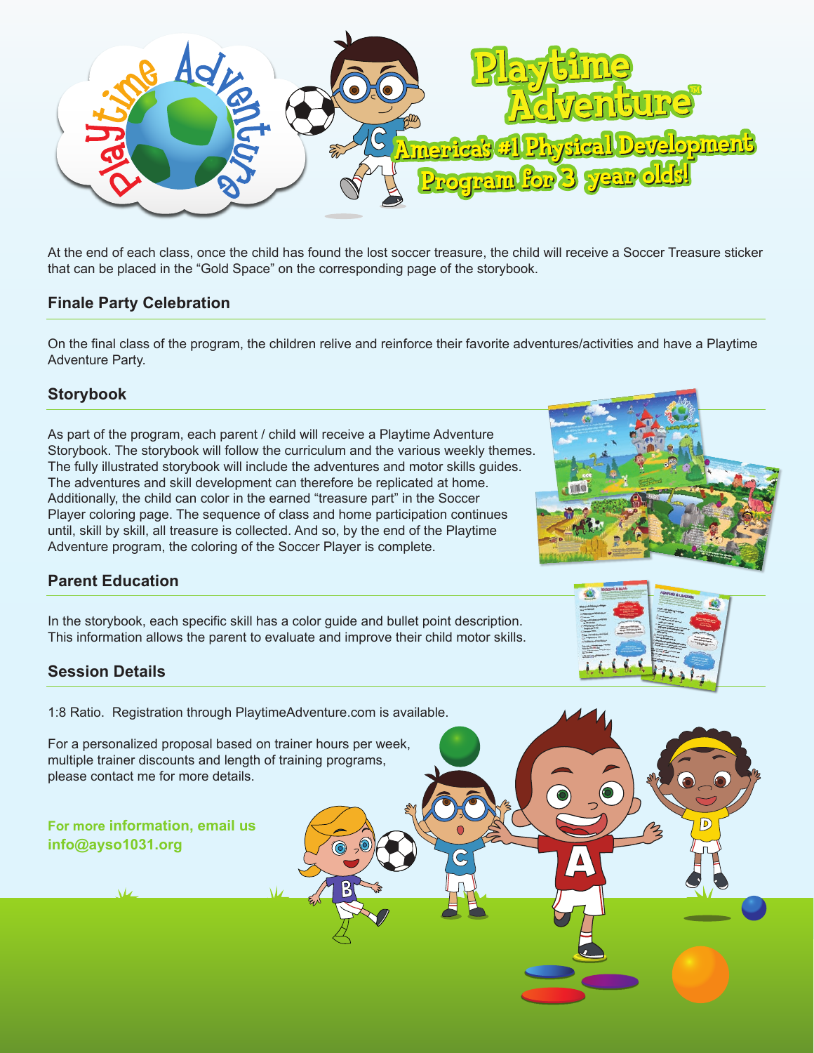# Playtime Adventure™

## America's #1 Physical Development Program for 3 year olds!

At the end of each class, once the child has found the lost soccer treasure, the child will receive a Soccer Treasure sticker that can be placed in the "Gold Space" on the corresponding page of the storybook.

### Finale Party Celebration

On the final class of the program, the children relive and reinforce their favorite adventures/activities and have a Playtime Adventure Party.

### Storybook

As part of the program, each parent / child will receive a Playtime Adventure Storybook. The storybook will follow the curriculum and the various weekly themes. The fully illustrated storybook will include the adventures and motor skills guides. The adventures and skill development can therefore be replicated at home. Additionally, the child can color in the earned "treasure part" in the Soccer Player coloring page. The sequence of class and home participation continues until, skill by skill, all treasure is collected. And so, by the end of the Playtime Adventure program, the coloring of the Soccer Player is complete.

### Parent Education

In the storybook, each specific skill has a color guide and bullet point description. This information allows the parent to evaluate and improve their child motor skills.

### Session Details

1:8 Ratio. Registration through PlaytimeAdventure.com is available.

For a personalized proposal based on trainer hours per week, multiple trainer discounts and length of training programs, please contact me for more details.

**For more information, email us**
**info@ayso1031.org**